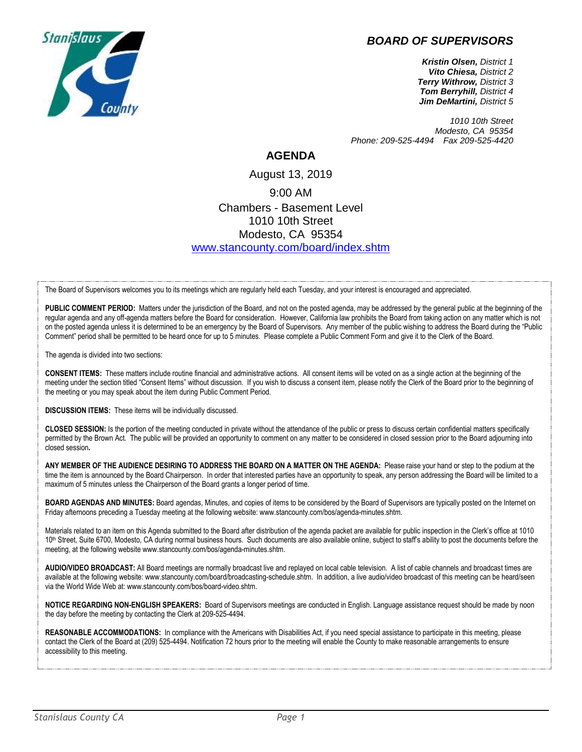## BOARD OF SUPERVISORS

***Kristin Olsen,*** *District 1*
***Vito Chiesa,*** *District 2*
***Terry Withrow,*** *District 3*
***Tom Berryhill,*** *District 4*
***Jim DeMartini,*** *District 5*

*1010 10th Street*
*Modesto, CA 95354*
*Phone: 209-525-4494 Fax 209-525-4420*

# AGENDA

August 13, 2019

9:00 AM

Chambers - Basement Level
1010 10th Street
Modesto, CA 95354
[www.stancounty.com/board/index.shtm](www.stancounty.com/board/index.shtm)

The Board of Supervisors welcomes you to its meetings which are regularly held each Tuesday, and your interest is encouraged and appreciated.

**PUBLIC COMMENT PERIOD:** Matters under the jurisdiction of the Board, and not on the posted agenda, may be addressed by the general public at the beginning of the regular agenda and any off-agenda matters before the Board for consideration. However, California law prohibits the Board from taking action on any matter which is not on the posted agenda unless it is determined to be an emergency by the Board of Supervisors. Any member of the public wishing to address the Board during the "Public Comment" period shall be permitted to be heard once for up to 5 minutes. Please complete a Public Comment Form and give it to the Clerk of the Board.

The agenda is divided into two sections:

**CONSENT ITEMS:** These matters include routine financial and administrative actions. All consent items will be voted on as a single action at the beginning of the meeting under the section titled "Consent Items" without discussion. If you wish to discuss a consent item, please notify the Clerk of the Board prior to the beginning of the meeting or you may speak about the item during Public Comment Period.

**DISCUSSION ITEMS:** These items will be individually discussed.

**CLOSED SESSION:** Is the portion of the meeting conducted in private without the attendance of the public or press to discuss certain confidential matters specifically permitted by the Brown Act. The public will be provided an opportunity to comment on any matter to be considered in closed session prior to the Board adjourning into closed session**.**

**ANY MEMBER OF THE AUDIENCE DESIRING TO ADDRESS THE BOARD ON A MATTER ON THE AGENDA:** Please raise your hand or step to the podium at the time the item is announced by the Board Chairperson. In order that interested parties have an opportunity to speak, any person addressing the Board will be limited to a maximum of 5 minutes unless the Chairperson of the Board grants a longer period of time.

**BOARD AGENDAS AND MINUTES:** Board agendas, Minutes, and copies of items to be considered by the Board of Supervisors are typically posted on the Internet on Friday afternoons preceding a Tuesday meeting at the following website: www.stancounty.com/bos/agenda-minutes.shtm.

Materials related to an item on this Agenda submitted to the Board after distribution of the agenda packet are available for public inspection in the Clerk's office at 1010 10th Street, Suite 6700, Modesto, CA during normal business hours. Such documents are also available online, subject to staff's ability to post the documents before the meeting, at the following website www.stancounty.com/bos/agenda-minutes.shtm.

**AUDIO/VIDEO BROADCAST:** All Board meetings are normally broadcast live and replayed on local cable television. A list of cable channels and broadcast times are available at the following website: www.stancounty.com/board/broadcasting-schedule.shtm. In addition, a live audio/video broadcast of this meeting can be heard/seen via the World Wide Web at: www.stancounty.com/bos/board-video.shtm.

**NOTICE REGARDING NON-ENGLISH SPEAKERS:** Board of Supervisors meetings are conducted in English. Language assistance request should be made by noon the day before the meeting by contacting the Clerk at 209-525-4494.

**REASONABLE ACCOMMODATIONS:** In compliance with the Americans with Disabilities Act, if you need special assistance to participate in this meeting, please contact the Clerk of the Board at (209) 525-4494. Notification 72 hours prior to the meeting will enable the County to make reasonable arrangements to ensure accessibility to this meeting.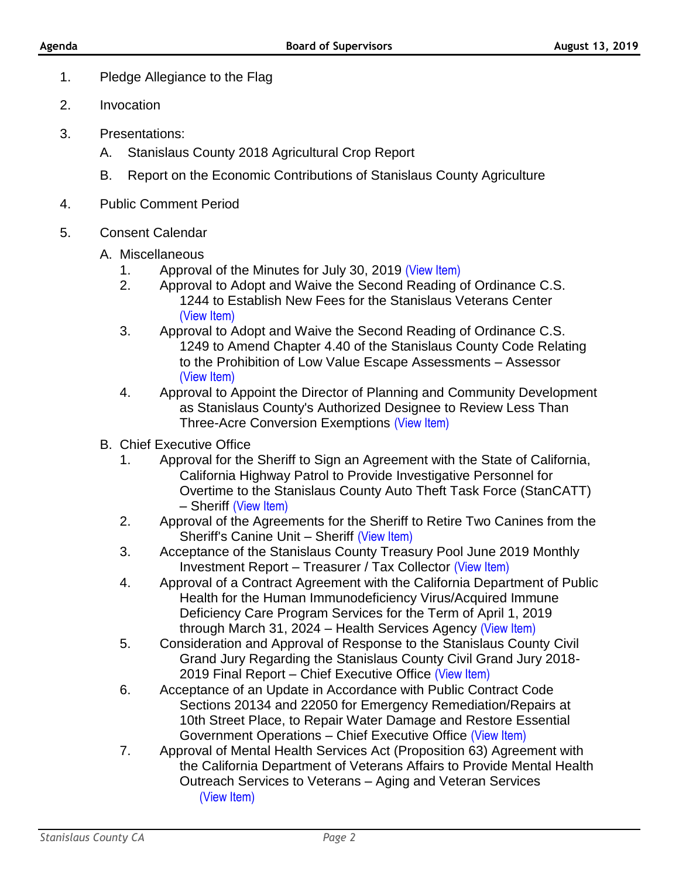1. Pledge Allegiance to the Flag

2. Invocation

3. Presentations:
   A. Stanislaus County 2018 Agricultural Crop Report
   B. Report on the Economic Contributions of Stanislaus County Agriculture

4. Public Comment Period

5. Consent Calendar

   A. Miscellaneous
      1. Approval of the Minutes for July 30, 2019 (View Item)
      2. Approval to Adopt and Waive the Second Reading of Ordinance C.S. 1244 to Establish New Fees for the Stanislaus Veterans Center (View Item)
      3. Approval to Adopt and Waive the Second Reading of Ordinance C.S. 1249 to Amend Chapter 4.40 of the Stanislaus County Code Relating to the Prohibition of Low Value Escape Assessments – Assessor (View Item)
      4. Approval to Appoint the Director of Planning and Community Development as Stanislaus County's Authorized Designee to Review Less Than Three-Acre Conversion Exemptions (View Item)

   B. Chief Executive Office
      1. Approval for the Sheriff to Sign an Agreement with the State of California, California Highway Patrol to Provide Investigative Personnel for Overtime to the Stanislaus County Auto Theft Task Force (StanCATT) – Sheriff (View Item)
      2. Approval of the Agreements for the Sheriff to Retire Two Canines from the Sheriff's Canine Unit – Sheriff (View Item)
      3. Acceptance of the Stanislaus County Treasury Pool June 2019 Monthly Investment Report – Treasurer / Tax Collector (View Item)
      4. Approval of a Contract Agreement with the California Department of Public Health for the Human Immunodeficiency Virus/Acquired Immune Deficiency Care Program Services for the Term of April 1, 2019 through March 31, 2024 – Health Services Agency (View Item)
      5. Consideration and Approval of Response to the Stanislaus County Civil Grand Jury Regarding the Stanislaus County Civil Grand Jury 2018-2019 Final Report – Chief Executive Office (View Item)
      6. Acceptance of an Update in Accordance with Public Contract Code Sections 20134 and 22050 for Emergency Remediation/Repairs at 10th Street Place, to Repair Water Damage and Restore Essential Government Operations – Chief Executive Office (View Item)
      7. Approval of Mental Health Services Act (Proposition 63) Agreement with the California Department of Veterans Affairs to Provide Mental Health Outreach Services to Veterans – Aging and Veteran Services (View Item)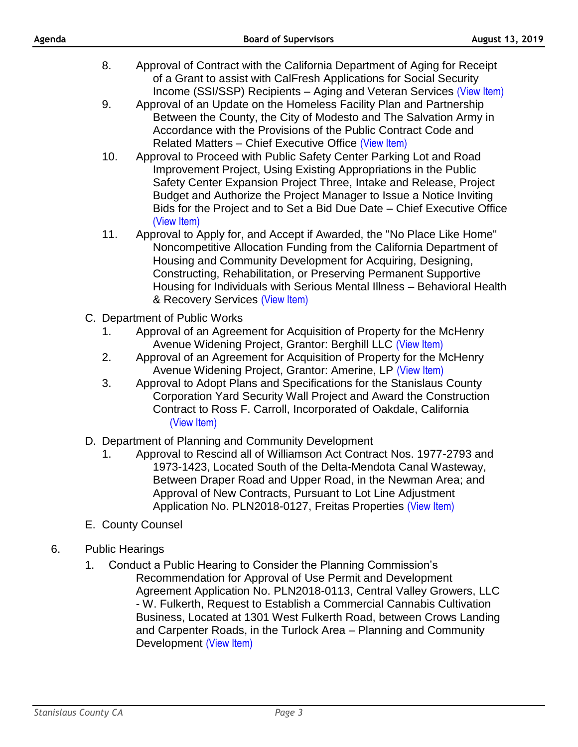8. Approval of Contract with the California Department of Aging for Receipt of a Grant to assist with CalFresh Applications for Social Security Income (SSI/SSP) Recipients – Aging and Veteran Services (View Item)
9. Approval of an Update on the Homeless Facility Plan and Partnership Between the County, the City of Modesto and The Salvation Army in Accordance with the Provisions of the Public Contract Code and Related Matters – Chief Executive Office (View Item)
10. Approval to Proceed with Public Safety Center Parking Lot and Road Improvement Project, Using Existing Appropriations in the Public Safety Center Expansion Project Three, Intake and Release, Project Budget and Authorize the Project Manager to Issue a Notice Inviting Bids for the Project and to Set a Bid Due Date – Chief Executive Office (View Item)
11. Approval to Apply for, and Accept if Awarded, the "No Place Like Home" Noncompetitive Allocation Funding from the California Department of Housing and Community Development for Acquiring, Designing, Constructing, Rehabilitation, or Preserving Permanent Supportive Housing for Individuals with Serious Mental Illness – Behavioral Health & Recovery Services (View Item)

C. Department of Public Works

1. Approval of an Agreement for Acquisition of Property for the McHenry Avenue Widening Project, Grantor: Berghill LLC (View Item)
2. Approval of an Agreement for Acquisition of Property for the McHenry Avenue Widening Project, Grantor: Amerine, LP (View Item)
3. Approval to Adopt Plans and Specifications for the Stanislaus County Corporation Yard Security Wall Project and Award the Construction Contract to Ross F. Carroll, Incorporated of Oakdale, California (View Item)

D. Department of Planning and Community Development

1. Approval to Rescind all of Williamson Act Contract Nos. 1977-2793 and 1973-1423, Located South of the Delta-Mendota Canal Wasteway, Between Draper Road and Upper Road, in the Newman Area; and Approval of New Contracts, Pursuant to Lot Line Adjustment Application No. PLN2018-0127, Freitas Properties (View Item)

E. County Counsel

6. Public Hearings

1. Conduct a Public Hearing to Consider the Planning Commission's Recommendation for Approval of Use Permit and Development Agreement Application No. PLN2018-0113, Central Valley Growers, LLC - W. Fulkerth, Request to Establish a Commercial Cannabis Cultivation Business, Located at 1301 West Fulkerth Road, between Crows Landing and Carpenter Roads, in the Turlock Area – Planning and Community Development (View Item)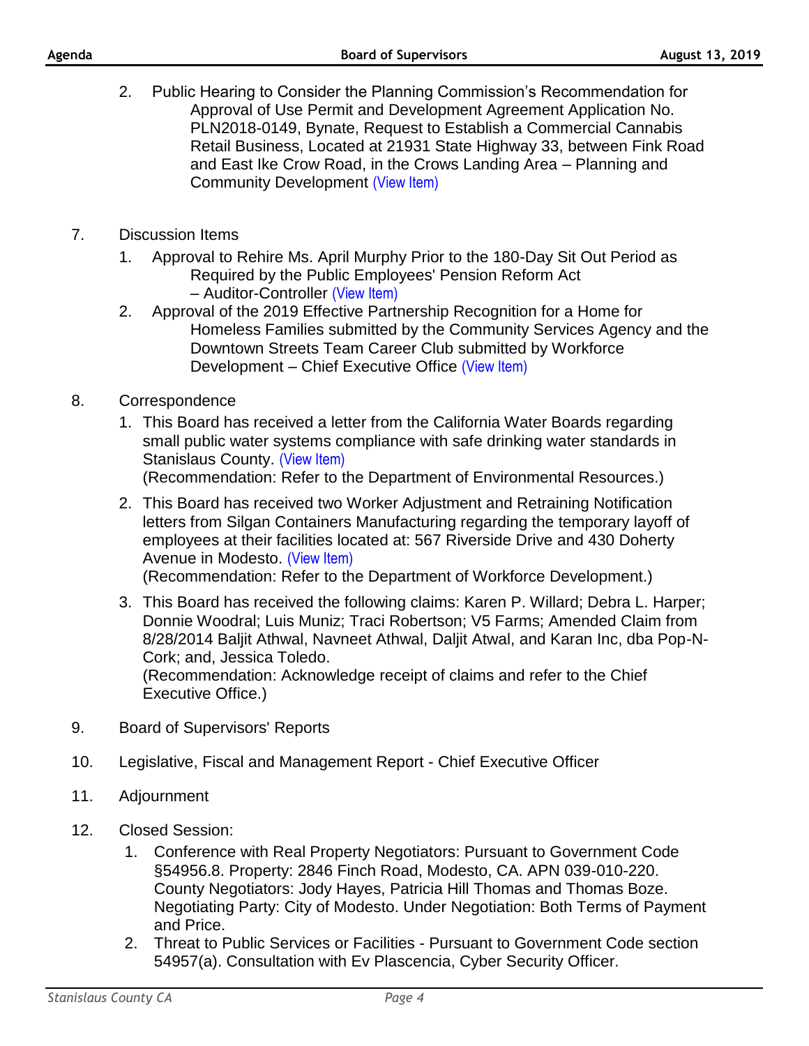2. Public Hearing to Consider the Planning Commission's Recommendation for Approval of Use Permit and Development Agreement Application No. PLN2018-0149, Bynate, Request to Establish a Commercial Cannabis Retail Business, Located at 21931 State Highway 33, between Fink Road and East Ike Crow Road, in the Crows Landing Area – Planning and Community Development (View Item)

7. Discussion Items
   1. Approval to Rehire Ms. April Murphy Prior to the 180-Day Sit Out Period as Required by the Public Employees' Pension Reform Act – Auditor-Controller (View Item)
   2. Approval of the 2019 Effective Partnership Recognition for a Home for Homeless Families submitted by the Community Services Agency and the Downtown Streets Team Career Club submitted by Workforce Development – Chief Executive Office (View Item)

8. Correspondence
   1. This Board has received a letter from the California Water Boards regarding small public water systems compliance with safe drinking water standards in Stanislaus County. (View Item)
      (Recommendation: Refer to the Department of Environmental Resources.)
   2. This Board has received two Worker Adjustment and Retraining Notification letters from Silgan Containers Manufacturing regarding the temporary layoff of employees at their facilities located at: 567 Riverside Drive and 430 Doherty Avenue in Modesto. (View Item)
      (Recommendation: Refer to the Department of Workforce Development.)
   3. This Board has received the following claims: Karen P. Willard; Debra L. Harper; Donnie Woodral; Luis Muniz; Traci Robertson; V5 Farms; Amended Claim from 8/28/2014 Baljit Athwal, Navneet Athwal, Daljit Atwal, and Karan Inc, dba Pop-N-Cork; and, Jessica Toledo.
      (Recommendation: Acknowledge receipt of claims and refer to the Chief Executive Office.)

9. Board of Supervisors' Reports

10. Legislative, Fiscal and Management Report - Chief Executive Officer

11. Adjournment

12. Closed Session:
    1. Conference with Real Property Negotiators: Pursuant to Government Code §54956.8. Property: 2846 Finch Road, Modesto, CA. APN 039-010-220. County Negotiators: Jody Hayes, Patricia Hill Thomas and Thomas Boze. Negotiating Party: City of Modesto. Under Negotiation: Both Terms of Payment and Price.
    2. Threat to Public Services or Facilities - Pursuant to Government Code section 54957(a). Consultation with Ev Plascencia, Cyber Security Officer.